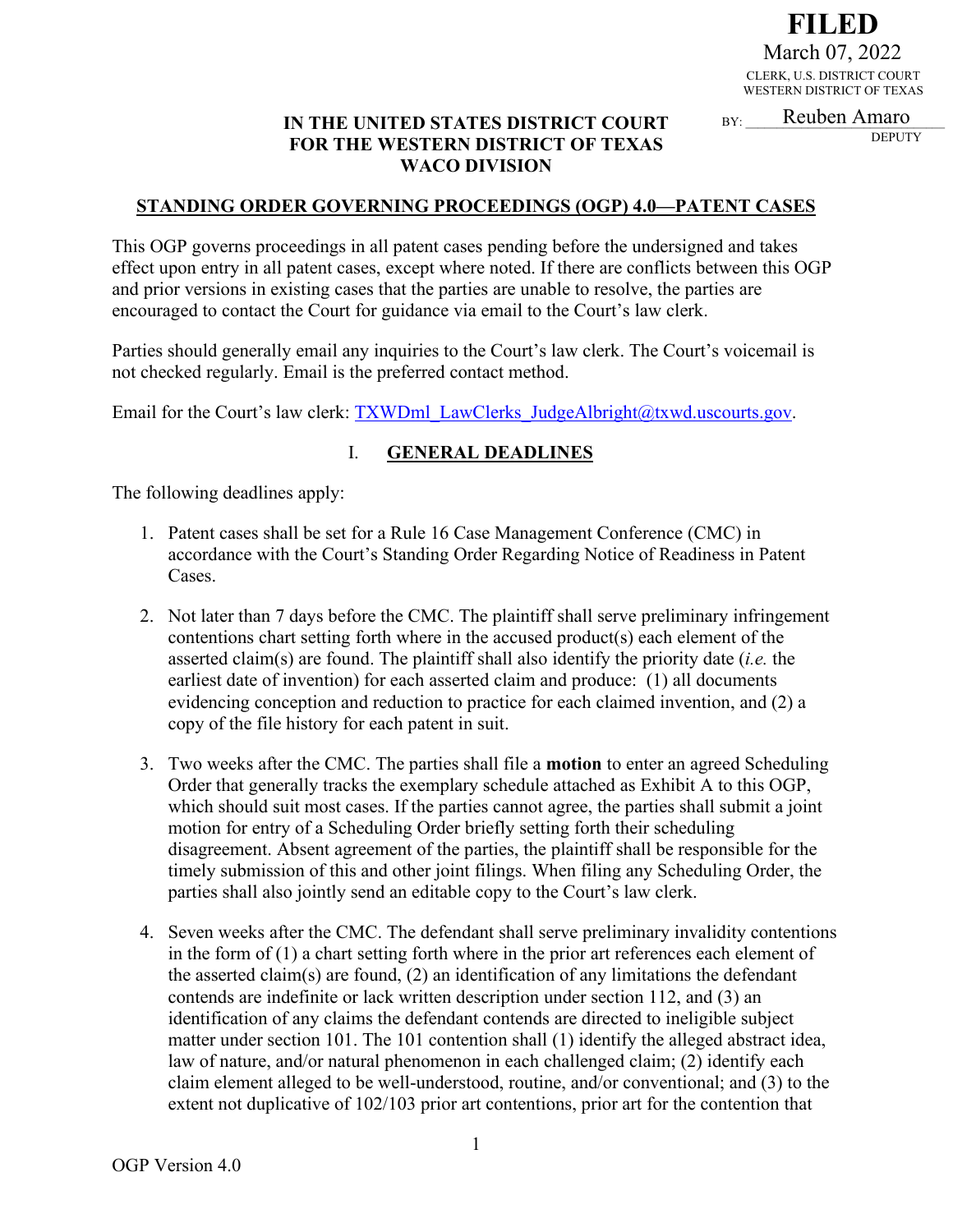**FILED**
March 07, 2022
CLERK, U.S. DISTRICT COURT
WESTERN DISTRICT OF TEXAS
BY: Reuben Amaro
DEPUTY

**IN THE UNITED STATES DISTRICT COURT**
**FOR THE WESTERN DISTRICT OF TEXAS**
**WACO DIVISION**

## STANDING ORDER GOVERNING PROCEEDINGS (OGP) 4.0—PATENT CASES

This OGP governs proceedings in all patent cases pending before the undersigned and takes effect upon entry in all patent cases, except where noted. If there are conflicts between this OGP and prior versions in existing cases that the parties are unable to resolve, the parties are encouraged to contact the Court for guidance via email to the Court's law clerk.

Parties should generally email any inquiries to the Court's law clerk. The Court's voicemail is not checked regularly. Email is the preferred contact method.

Email for the Court's law clerk: TXWDml_LawClerks_JudgeAlbright@txwd.uscourts.gov.

## I. GENERAL DEADLINES

The following deadlines apply:

1. Patent cases shall be set for a Rule 16 Case Management Conference (CMC) in accordance with the Court's Standing Order Regarding Notice of Readiness in Patent Cases.

2. Not later than 7 days before the CMC. The plaintiff shall serve preliminary infringement contentions chart setting forth where in the accused product(s) each element of the asserted claim(s) are found. The plaintiff shall also identify the priority date (*i.e.* the earliest date of invention) for each asserted claim and produce: (1) all documents evidencing conception and reduction to practice for each claimed invention, and (2) a copy of the file history for each patent in suit.

3. Two weeks after the CMC. The parties shall file a **motion** to enter an agreed Scheduling Order that generally tracks the exemplary schedule attached as Exhibit A to this OGP, which should suit most cases. If the parties cannot agree, the parties shall submit a joint motion for entry of a Scheduling Order briefly setting forth their scheduling disagreement. Absent agreement of the parties, the plaintiff shall be responsible for the timely submission of this and other joint filings. When filing any Scheduling Order, the parties shall also jointly send an editable copy to the Court's law clerk.

4. Seven weeks after the CMC. The defendant shall serve preliminary invalidity contentions in the form of (1) a chart setting forth where in the prior art references each element of the asserted claim(s) are found, (2) an identification of any limitations the defendant contends are indefinite or lack written description under section 112, and (3) an identification of any claims the defendant contends are directed to ineligible subject matter under section 101. The 101 contention shall (1) identify the alleged abstract idea, law of nature, and/or natural phenomenon in each challenged claim; (2) identify each claim element alleged to be well-understood, routine, and/or conventional; and (3) to the extent not duplicative of 102/103 prior art contentions, prior art for the contention that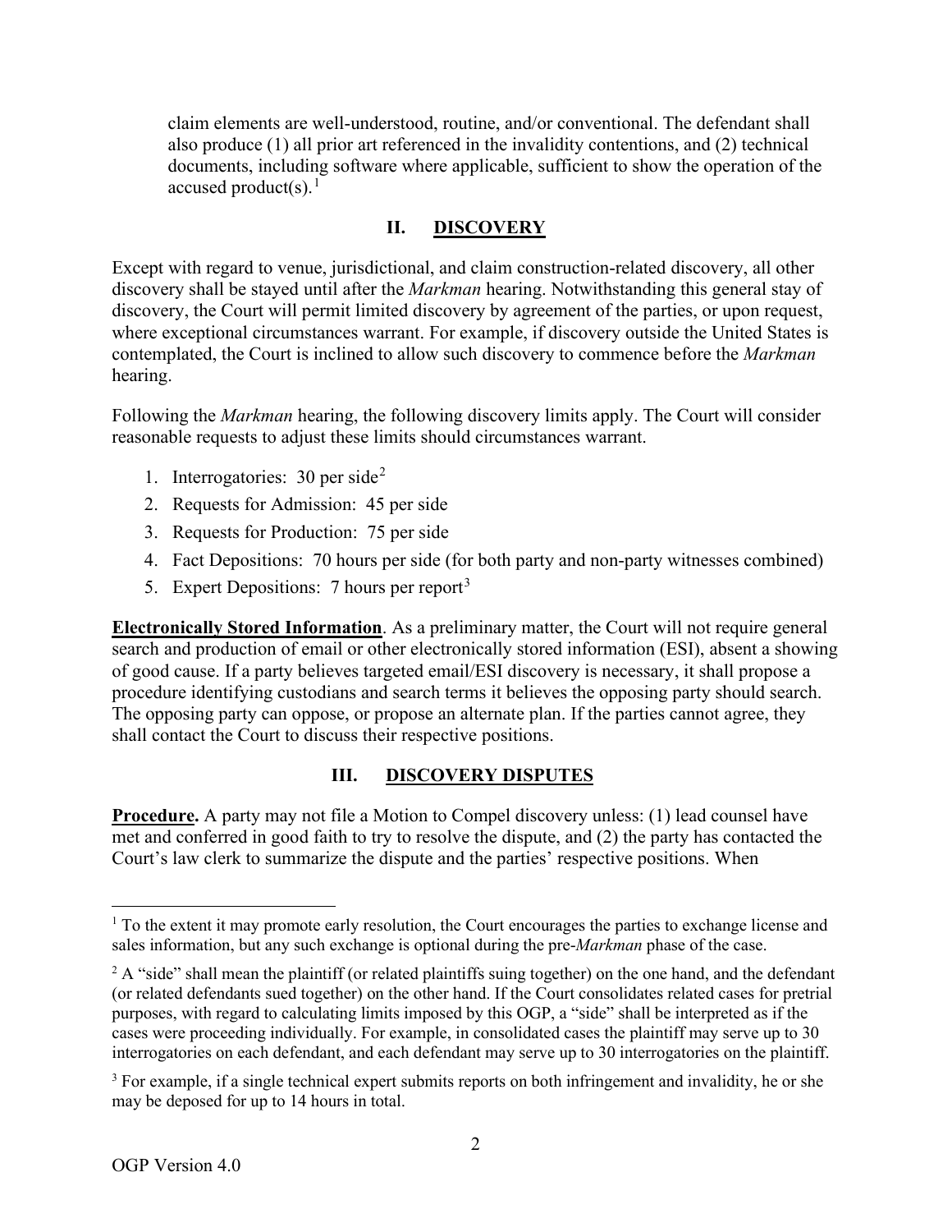claim elements are well-understood, routine, and/or conventional. The defendant shall also produce (1) all prior art referenced in the invalidity contentions, and (2) technical documents, including software where applicable, sufficient to show the operation of the accused product(s).[1]

## II. DISCOVERY

Except with regard to venue, jurisdictional, and claim construction-related discovery, all other discovery shall be stayed until after the *Markman* hearing. Notwithstanding this general stay of discovery, the Court will permit limited discovery by agreement of the parties, or upon request, where exceptional circumstances warrant. For example, if discovery outside the United States is contemplated, the Court is inclined to allow such discovery to commence before the *Markman* hearing.

Following the *Markman* hearing, the following discovery limits apply. The Court will consider reasonable requests to adjust these limits should circumstances warrant.

1. Interrogatories: 30 per side[2]
2. Requests for Admission: 45 per side
3. Requests for Production: 75 per side
4. Fact Depositions: 70 hours per side (for both party and non-party witnesses combined)
5. Expert Depositions: 7 hours per report[3]

**Electronically Stored Information**. As a preliminary matter, the Court will not require general search and production of email or other electronically stored information (ESI), absent a showing of good cause. If a party believes targeted email/ESI discovery is necessary, it shall propose a procedure identifying custodians and search terms it believes the opposing party should search. The opposing party can oppose, or propose an alternate plan. If the parties cannot agree, they shall contact the Court to discuss their respective positions.

## III. DISCOVERY DISPUTES

**Procedure.** A party may not file a Motion to Compel discovery unless: (1) lead counsel have met and conferred in good faith to try to resolve the dispute, and (2) the party has contacted the Court's law clerk to summarize the dispute and the parties' respective positions. When

---

[1] To the extent it may promote early resolution, the Court encourages the parties to exchange license and sales information, but any such exchange is optional during the pre-*Markman* phase of the case.

[2] A "side" shall mean the plaintiff (or related plaintiffs suing together) on the one hand, and the defendant (or related defendants sued together) on the other hand. If the Court consolidates related cases for pretrial purposes, with regard to calculating limits imposed by this OGP, a "side" shall be interpreted as if the cases were proceeding individually. For example, in consolidated cases the plaintiff may serve up to 30 interrogatories on each defendant, and each defendant may serve up to 30 interrogatories on the plaintiff.

[3] For example, if a single technical expert submits reports on both infringement and invalidity, he or she may be deposed for up to 14 hours in total.

OGP Version 4.0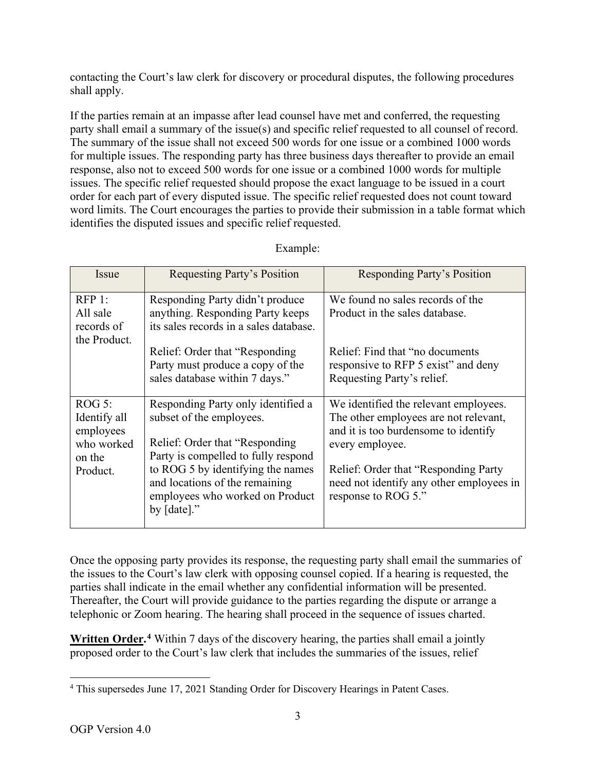contacting the Court's law clerk for discovery or procedural disputes, the following procedures shall apply.

If the parties remain at an impasse after lead counsel have met and conferred, the requesting party shall email a summary of the issue(s) and specific relief requested to all counsel of record. The summary of the issue shall not exceed 500 words for one issue or a combined 1000 words for multiple issues. The responding party has three business days thereafter to provide an email response, also not to exceed 500 words for one issue or a combined 1000 words for multiple issues. The specific relief requested should propose the exact language to be issued in a court order for each part of every disputed issue. The specific relief requested does not count toward word limits. The Court encourages the parties to provide their submission in a table format which identifies the disputed issues and specific relief requested.

Example:

| Issue | Requesting Party's Position | Responding Party's Position |
|---|---|---|
| RFP 1: All sale records of the Product. | Responding Party didn't produce anything. Responding Party keeps its sales records in a sales database.<br><br>Relief: Order that "Responding Party must produce a copy of the sales database within 7 days." | We found no sales records of the Product in the sales database.<br><br>Relief: Find that "no documents responsive to RFP 5 exist" and deny Requesting Party's relief. |
| ROG 5: Identify all employees who worked on the Product. | Responding Party only identified a subset of the employees.<br><br>Relief: Order that "Responding Party is compelled to fully respond to ROG 5 by identifying the names and locations of the remaining employees who worked on Product by [date]." | We identified the relevant employees. The other employees are not relevant, and it is too burdensome to identify every employee.<br><br>Relief: Order that "Responding Party need not identify any other employees in response to ROG 5." |

Once the opposing party provides its response, the requesting party shall email the summaries of the issues to the Court's law clerk with opposing counsel copied. If a hearing is requested, the parties shall indicate in the email whether any confidential information will be presented. Thereafter, the Court will provide guidance to the parties regarding the dispute or arrange a telephonic or Zoom hearing. The hearing shall proceed in the sequence of issues charted.

**Written Order.**[4] Within 7 days of the discovery hearing, the parties shall email a jointly proposed order to the Court's law clerk that includes the summaries of the issues, relief

[4] This supersedes June 17, 2021 Standing Order for Discovery Hearings in Patent Cases.

OGP Version 4.0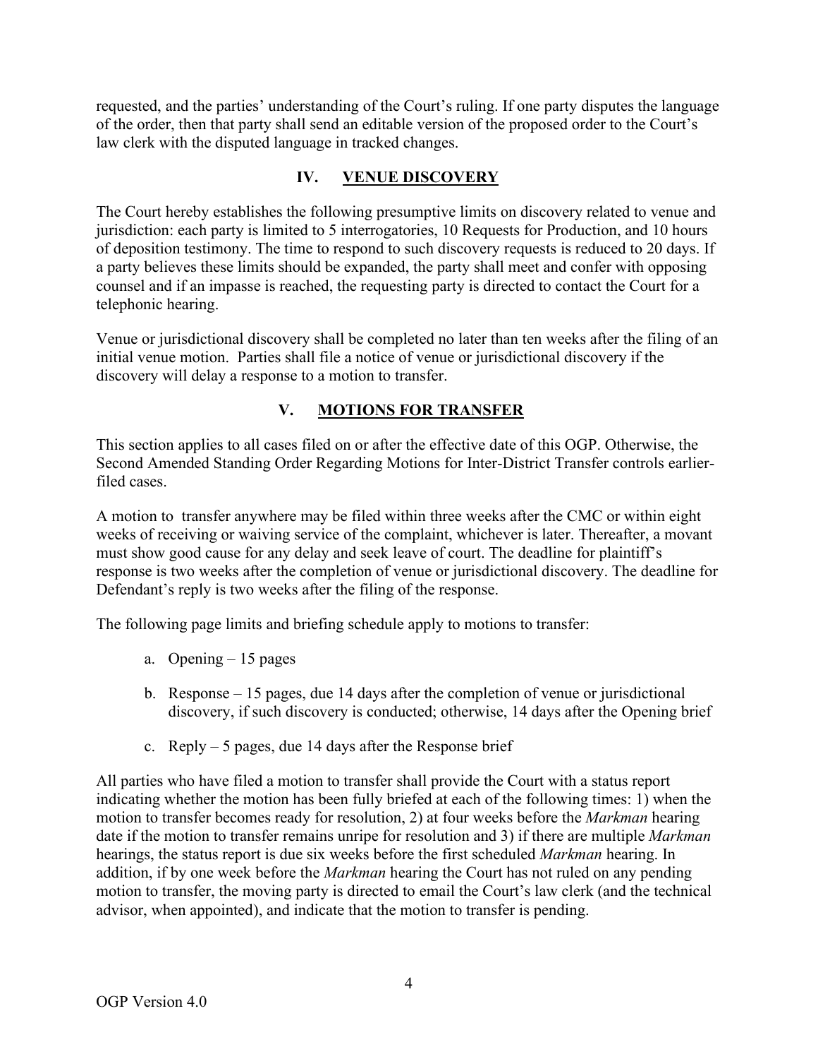requested, and the parties' understanding of the Court's ruling. If one party disputes the language of the order, then that party shall send an editable version of the proposed order to the Court's law clerk with the disputed language in tracked changes.

## IV. VENUE DISCOVERY

The Court hereby establishes the following presumptive limits on discovery related to venue and jurisdiction: each party is limited to 5 interrogatories, 10 Requests for Production, and 10 hours of deposition testimony. The time to respond to such discovery requests is reduced to 20 days. If a party believes these limits should be expanded, the party shall meet and confer with opposing counsel and if an impasse is reached, the requesting party is directed to contact the Court for a telephonic hearing.

Venue or jurisdictional discovery shall be completed no later than ten weeks after the filing of an initial venue motion. Parties shall file a notice of venue or jurisdictional discovery if the discovery will delay a response to a motion to transfer.

## V. MOTIONS FOR TRANSFER

This section applies to all cases filed on or after the effective date of this OGP. Otherwise, the Second Amended Standing Order Regarding Motions for Inter-District Transfer controls earlier-filed cases.

A motion to transfer anywhere may be filed within three weeks after the CMC or within eight weeks of receiving or waiving service of the complaint, whichever is later. Thereafter, a movant must show good cause for any delay and seek leave of court. The deadline for plaintiff's response is two weeks after the completion of venue or jurisdictional discovery. The deadline for Defendant's reply is two weeks after the filing of the response.

The following page limits and briefing schedule apply to motions to transfer:

a. Opening – 15 pages

b. Response – 15 pages, due 14 days after the completion of venue or jurisdictional discovery, if such discovery is conducted; otherwise, 14 days after the Opening brief

c. Reply – 5 pages, due 14 days after the Response brief

All parties who have filed a motion to transfer shall provide the Court with a status report indicating whether the motion has been fully briefed at each of the following times: 1) when the motion to transfer becomes ready for resolution, 2) at four weeks before the *Markman* hearing date if the motion to transfer remains unripe for resolution and 3) if there are multiple *Markman* hearings, the status report is due six weeks before the first scheduled *Markman* hearing. In addition, if by one week before the *Markman* hearing the Court has not ruled on any pending motion to transfer, the moving party is directed to email the Court's law clerk (and the technical advisor, when appointed), and indicate that the motion to transfer is pending.

OGP Version 4.0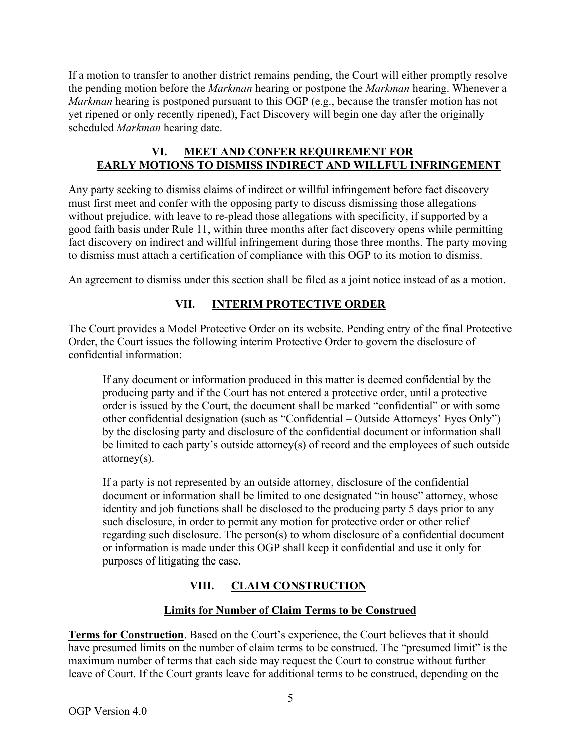If a motion to transfer to another district remains pending, the Court will either promptly resolve the pending motion before the *Markman* hearing or postpone the *Markman* hearing. Whenever a *Markman* hearing is postponed pursuant to this OGP (e.g., because the transfer motion has not yet ripened or only recently ripened), Fact Discovery will begin one day after the originally scheduled *Markman* hearing date.

## VI. MEET AND CONFER REQUIREMENT FOR EARLY MOTIONS TO DISMISS INDIRECT AND WILLFUL INFRINGEMENT

Any party seeking to dismiss claims of indirect or willful infringement before fact discovery must first meet and confer with the opposing party to discuss dismissing those allegations without prejudice, with leave to re-plead those allegations with specificity, if supported by a good faith basis under Rule 11, within three months after fact discovery opens while permitting fact discovery on indirect and willful infringement during those three months. The party moving to dismiss must attach a certification of compliance with this OGP to its motion to dismiss.

An agreement to dismiss under this section shall be filed as a joint notice instead of as a motion.

## VII. INTERIM PROTECTIVE ORDER

The Court provides a Model Protective Order on its website. Pending entry of the final Protective Order, the Court issues the following interim Protective Order to govern the disclosure of confidential information:

> If any document or information produced in this matter is deemed confidential by the producing party and if the Court has not entered a protective order, until a protective order is issued by the Court, the document shall be marked "confidential" or with some other confidential designation (such as "Confidential – Outside Attorneys' Eyes Only") by the disclosing party and disclosure of the confidential document or information shall be limited to each party's outside attorney(s) of record and the employees of such outside attorney(s).
>
> If a party is not represented by an outside attorney, disclosure of the confidential document or information shall be limited to one designated "in house" attorney, whose identity and job functions shall be disclosed to the producing party 5 days prior to any such disclosure, in order to permit any motion for protective order or other relief regarding such disclosure. The person(s) to whom disclosure of a confidential document or information is made under this OGP shall keep it confidential and use it only for purposes of litigating the case.

## VIII. CLAIM CONSTRUCTION

### Limits for Number of Claim Terms to be Construed

**Terms for Construction**. Based on the Court's experience, the Court believes that it should have presumed limits on the number of claim terms to be construed. The "presumed limit" is the maximum number of terms that each side may request the Court to construe without further leave of Court. If the Court grants leave for additional terms to be construed, depending on the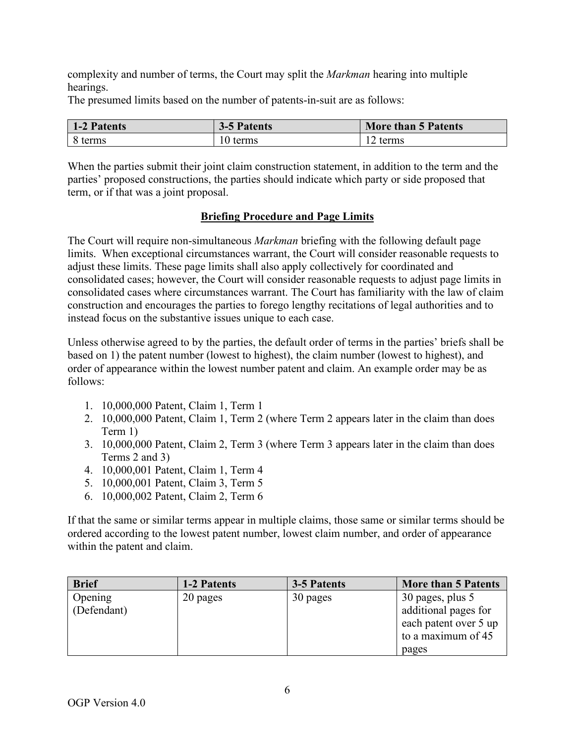complexity and number of terms, the Court may split the *Markman* hearing into multiple hearings.

The presumed limits based on the number of patents-in-suit are as follows:

| 1-2 Patents | 3-5 Patents | More than 5 Patents |
|---|---|---|
| 8 terms | 10 terms | 12 terms |

When the parties submit their joint claim construction statement, in addition to the term and the parties' proposed constructions, the parties should indicate which party or side proposed that term, or if that was a joint proposal.

**Briefing Procedure and Page Limits**

The Court will require non-simultaneous *Markman* briefing with the following default page limits. When exceptional circumstances warrant, the Court will consider reasonable requests to adjust these limits. These page limits shall also apply collectively for coordinated and consolidated cases; however, the Court will consider reasonable requests to adjust page limits in consolidated cases where circumstances warrant. The Court has familiarity with the law of claim construction and encourages the parties to forego lengthy recitations of legal authorities and to instead focus on the substantive issues unique to each case.

Unless otherwise agreed to by the parties, the default order of terms in the parties' briefs shall be based on 1) the patent number (lowest to highest), the claim number (lowest to highest), and order of appearance within the lowest number patent and claim. An example order may be as follows:

1. 10,000,000 Patent, Claim 1, Term 1
2. 10,000,000 Patent, Claim 1, Term 2 (where Term 2 appears later in the claim than does Term 1)
3. 10,000,000 Patent, Claim 2, Term 3 (where Term 3 appears later in the claim than does Terms 2 and 3)
4. 10,000,001 Patent, Claim 1, Term 4
5. 10,000,001 Patent, Claim 3, Term 5
6. 10,000,002 Patent, Claim 2, Term 6

If that the same or similar terms appear in multiple claims, those same or similar terms should be ordered according to the lowest patent number, lowest claim number, and order of appearance within the patent and claim.

| Brief | 1-2 Patents | 3-5 Patents | More than 5 Patents |
|---|---|---|---|
| Opening (Defendant) | 20 pages | 30 pages | 30 pages, plus 5 additional pages for each patent over 5 up to a maximum of 45 pages |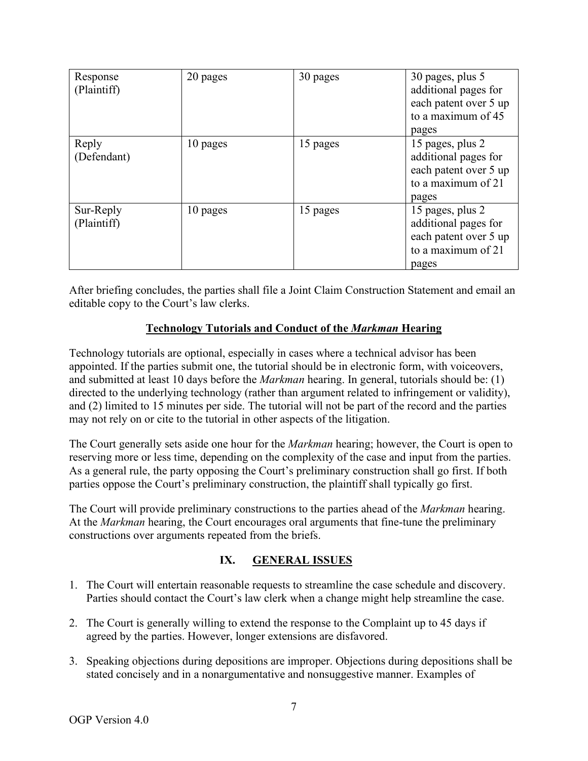| Response (Plaintiff) | 20 pages | 30 pages | 30 pages, plus 5 additional pages for each patent over 5 up to a maximum of 45 pages |
|---|---|---|---|
| Reply (Defendant) | 10 pages | 15 pages | 15 pages, plus 2 additional pages for each patent over 5 up to a maximum of 21 pages |
| Sur-Reply (Plaintiff) | 10 pages | 15 pages | 15 pages, plus 2 additional pages for each patent over 5 up to a maximum of 21 pages |

After briefing concludes, the parties shall file a Joint Claim Construction Statement and email an editable copy to the Court's law clerks.

**Technology Tutorials and Conduct of the *Markman* Hearing**

Technology tutorials are optional, especially in cases where a technical advisor has been appointed. If the parties submit one, the tutorial should be in electronic form, with voiceovers, and submitted at least 10 days before the *Markman* hearing. In general, tutorials should be: (1) directed to the underlying technology (rather than argument related to infringement or validity), and (2) limited to 15 minutes per side. The tutorial will not be part of the record and the parties may not rely on or cite to the tutorial in other aspects of the litigation.

The Court generally sets aside one hour for the *Markman* hearing; however, the Court is open to reserving more or less time, depending on the complexity of the case and input from the parties. As a general rule, the party opposing the Court's preliminary construction shall go first. If both parties oppose the Court's preliminary construction, the plaintiff shall typically go first.

The Court will provide preliminary constructions to the parties ahead of the *Markman* hearing. At the *Markman* hearing, the Court encourages oral arguments that fine-tune the preliminary constructions over arguments repeated from the briefs.

## IX. GENERAL ISSUES

1. The Court will entertain reasonable requests to streamline the case schedule and discovery. Parties should contact the Court's law clerk when a change might help streamline the case.

2. The Court is generally willing to extend the response to the Complaint up to 45 days if agreed by the parties. However, longer extensions are disfavored.

3. Speaking objections during depositions are improper. Objections during depositions shall be stated concisely and in a nonargumentative and nonsuggestive manner. Examples of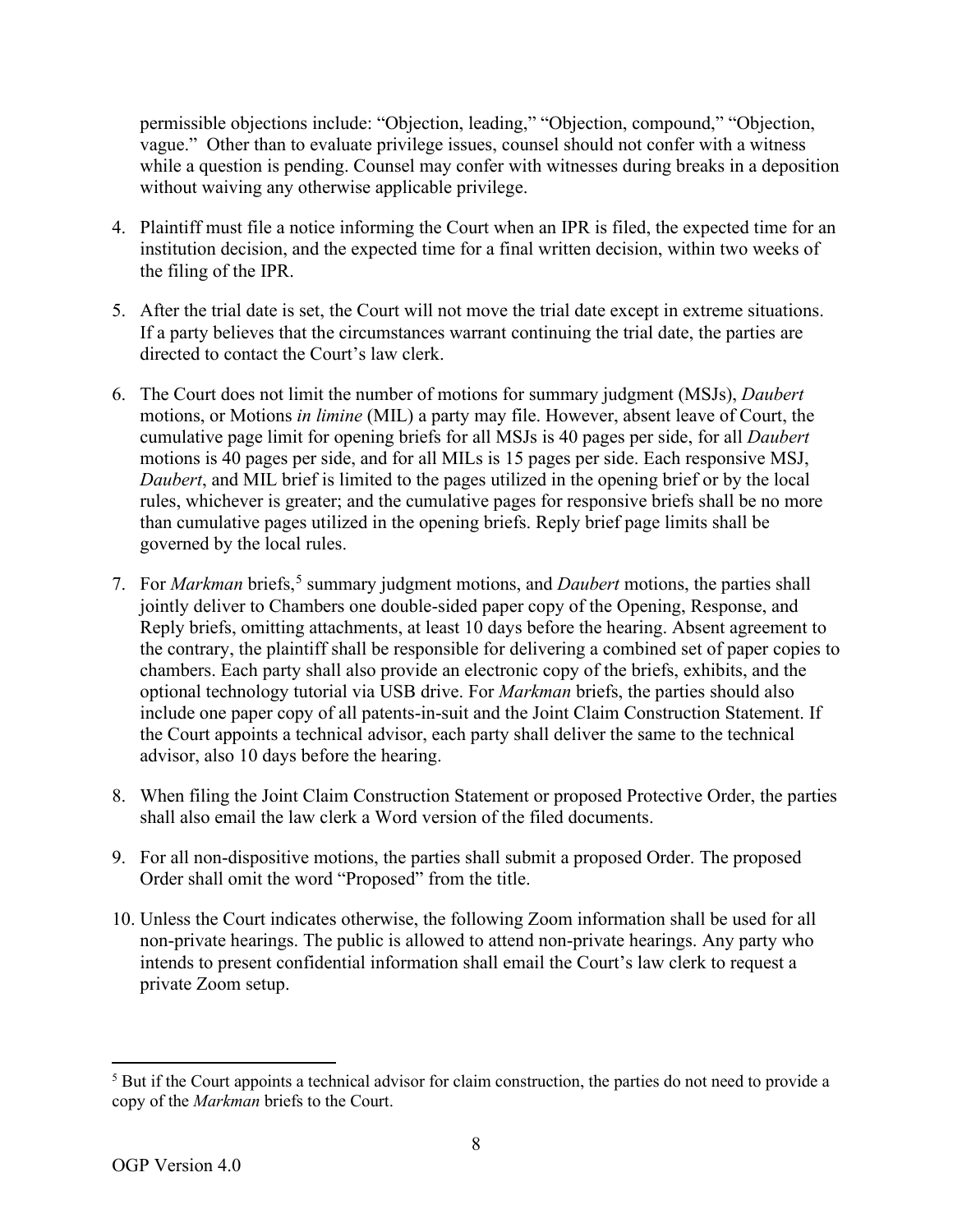permissible objections include: "Objection, leading," "Objection, compound," "Objection, vague." Other than to evaluate privilege issues, counsel should not confer with a witness while a question is pending. Counsel may confer with witnesses during breaks in a deposition without waiving any otherwise applicable privilege.

4. Plaintiff must file a notice informing the Court when an IPR is filed, the expected time for an institution decision, and the expected time for a final written decision, within two weeks of the filing of the IPR.

5. After the trial date is set, the Court will not move the trial date except in extreme situations. If a party believes that the circumstances warrant continuing the trial date, the parties are directed to contact the Court's law clerk.

6. The Court does not limit the number of motions for summary judgment (MSJs), *Daubert* motions, or Motions *in limine* (MIL) a party may file. However, absent leave of Court, the cumulative page limit for opening briefs for all MSJs is 40 pages per side, for all *Daubert* motions is 40 pages per side, and for all MILs is 15 pages per side. Each responsive MSJ, *Daubert*, and MIL brief is limited to the pages utilized in the opening brief or by the local rules, whichever is greater; and the cumulative pages for responsive briefs shall be no more than cumulative pages utilized in the opening briefs. Reply brief page limits shall be governed by the local rules.

7. For *Markman* briefs,[5] summary judgment motions, and *Daubert* motions, the parties shall jointly deliver to Chambers one double-sided paper copy of the Opening, Response, and Reply briefs, omitting attachments, at least 10 days before the hearing. Absent agreement to the contrary, the plaintiff shall be responsible for delivering a combined set of paper copies to chambers. Each party shall also provide an electronic copy of the briefs, exhibits, and the optional technology tutorial via USB drive. For *Markman* briefs, the parties should also include one paper copy of all patents-in-suit and the Joint Claim Construction Statement. If the Court appoints a technical advisor, each party shall deliver the same to the technical advisor, also 10 days before the hearing.

8. When filing the Joint Claim Construction Statement or proposed Protective Order, the parties shall also email the law clerk a Word version of the filed documents.

9. For all non-dispositive motions, the parties shall submit a proposed Order. The proposed Order shall omit the word "Proposed" from the title.

10. Unless the Court indicates otherwise, the following Zoom information shall be used for all non-private hearings. The public is allowed to attend non-private hearings. Any party who intends to present confidential information shall email the Court's law clerk to request a private Zoom setup.

---

[5] But if the Court appoints a technical advisor for claim construction, the parties do not need to provide a copy of the *Markman* briefs to the Court.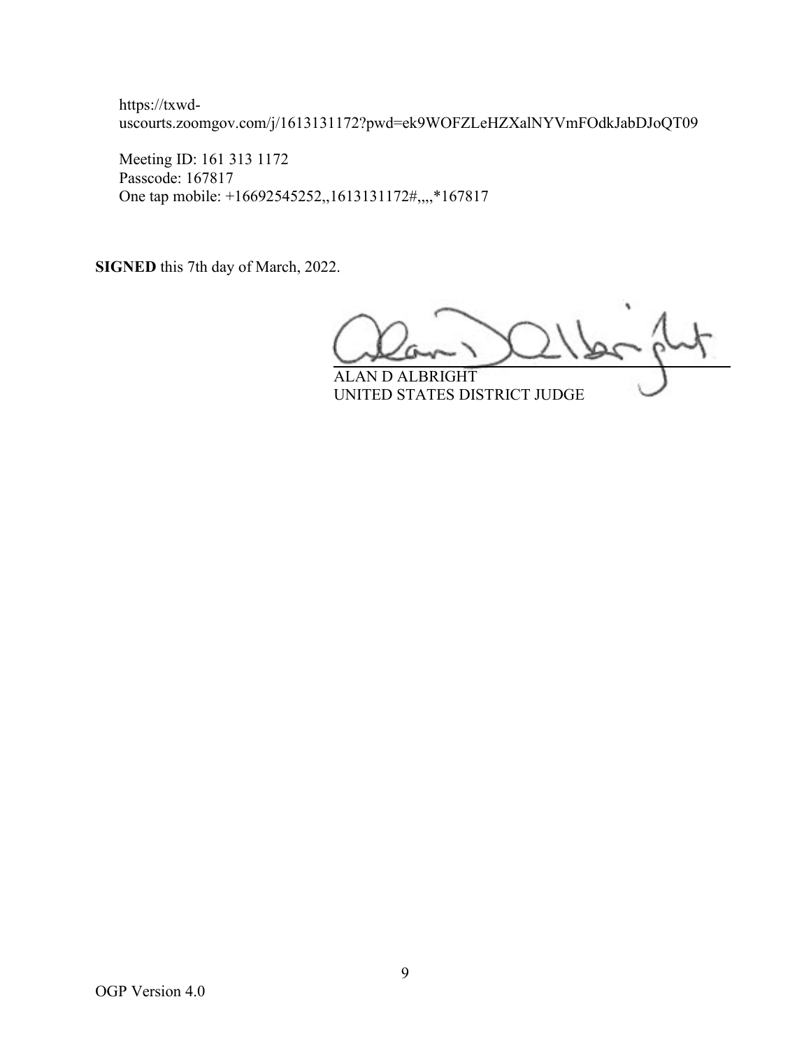https://txwd-uscourts.zoomgov.com/j/1613131172?pwd=ek9WOFZLeHZXalNYVmFOdkJabDJoQT09

Meeting ID: 161 313 1172
Passcode: 167817
One tap mobile: +16692545252,,1613131172#,,,,*167817

**SIGNED** this 7th day of March, 2022.

ALAN D ALBRIGHT
UNITED STATES DISTRICT JUDGE

OGP Version 4.0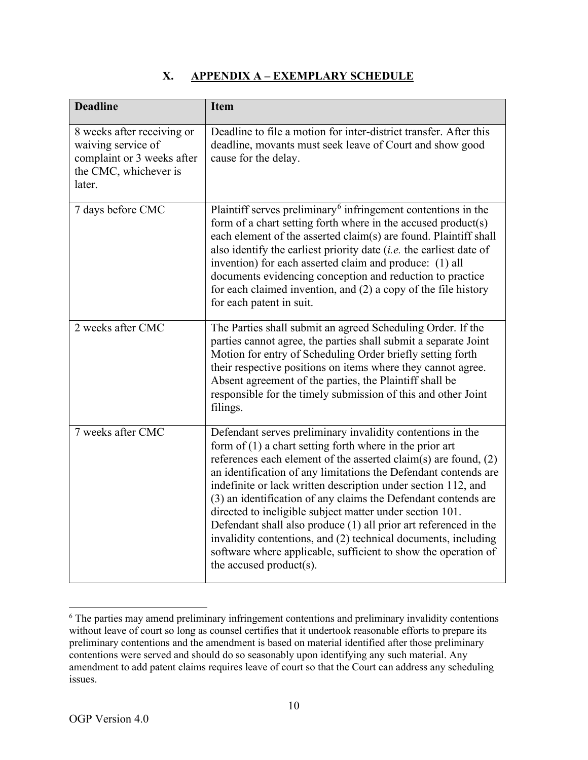## X. APPENDIX A – EXEMPLARY SCHEDULE

| Deadline | Item |
| --- | --- |
| 8 weeks after receiving or waiving service of complaint or 3 weeks after the CMC, whichever is later. | Deadline to file a motion for inter-district transfer. After this deadline, movants must seek leave of Court and show good cause for the delay. |
| 7 days before CMC | Plaintiff serves preliminary[6] infringement contentions in the form of a chart setting forth where in the accused product(s) each element of the asserted claim(s) are found. Plaintiff shall also identify the earliest priority date (*i.e.* the earliest date of invention) for each asserted claim and produce: (1) all documents evidencing conception and reduction to practice for each claimed invention, and (2) a copy of the file history for each patent in suit. |
| 2 weeks after CMC | The Parties shall submit an agreed Scheduling Order. If the parties cannot agree, the parties shall submit a separate Joint Motion for entry of Scheduling Order briefly setting forth their respective positions on items where they cannot agree. Absent agreement of the parties, the Plaintiff shall be responsible for the timely submission of this and other Joint filings. |
| 7 weeks after CMC | Defendant serves preliminary invalidity contentions in the form of (1) a chart setting forth where in the prior art references each element of the asserted claim(s) are found, (2) an identification of any limitations the Defendant contends are indefinite or lack written description under section 112, and (3) an identification of any claims the Defendant contends are directed to ineligible subject matter under section 101. Defendant shall also produce (1) all prior art referenced in the invalidity contentions, and (2) technical documents, including software where applicable, sufficient to show the operation of the accused product(s). |

[6] The parties may amend preliminary infringement contentions and preliminary invalidity contentions without leave of court so long as counsel certifies that it undertook reasonable efforts to prepare its preliminary contentions and the amendment is based on material identified after those preliminary contentions were served and should do so seasonably upon identifying any such material. Any amendment to add patent claims requires leave of court so that the Court can address any scheduling issues.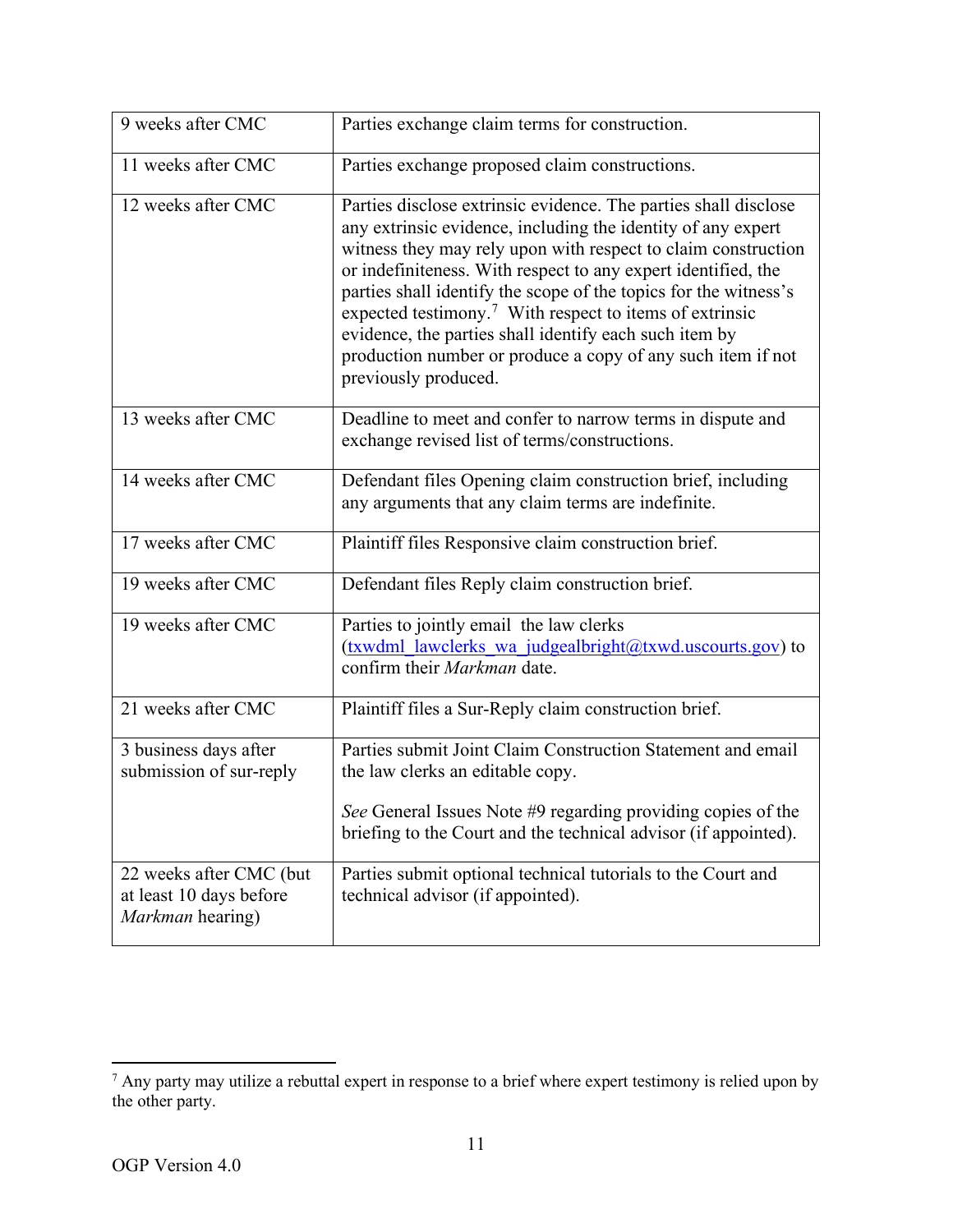| | |
|---|---|
| 9 weeks after CMC | Parties exchange claim terms for construction. |
| 11 weeks after CMC | Parties exchange proposed claim constructions. |
| 12 weeks after CMC | Parties disclose extrinsic evidence. The parties shall disclose any extrinsic evidence, including the identity of any expert witness they may rely upon with respect to claim construction or indefiniteness. With respect to any expert identified, the parties shall identify the scope of the topics for the witness's expected testimony.[7] With respect to items of extrinsic evidence, the parties shall identify each such item by production number or produce a copy of any such item if not previously produced. |
| 13 weeks after CMC | Deadline to meet and confer to narrow terms in dispute and exchange revised list of terms/constructions. |
| 14 weeks after CMC | Defendant files Opening claim construction brief, including any arguments that any claim terms are indefinite. |
| 17 weeks after CMC | Plaintiff files Responsive claim construction brief. |
| 19 weeks after CMC | Defendant files Reply claim construction brief. |
| 19 weeks after CMC | Parties to jointly email the law clerks (txwdml_lawclerks_wa_judgealbright@txwd.uscourts.gov) to confirm their *Markman* date. |
| 21 weeks after CMC | Plaintiff files a Sur-Reply claim construction brief. |
| 3 business days after submission of sur-reply | Parties submit Joint Claim Construction Statement and email the law clerks an editable copy.<br><br>*See* General Issues Note #9 regarding providing copies of the briefing to the Court and the technical advisor (if appointed). |
| 22 weeks after CMC (but at least 10 days before *Markman* hearing) | Parties submit optional technical tutorials to the Court and technical advisor (if appointed). |

[7] Any party may utilize a rebuttal expert in response to a brief where expert testimony is relied upon by the other party.

OGP Version 4.0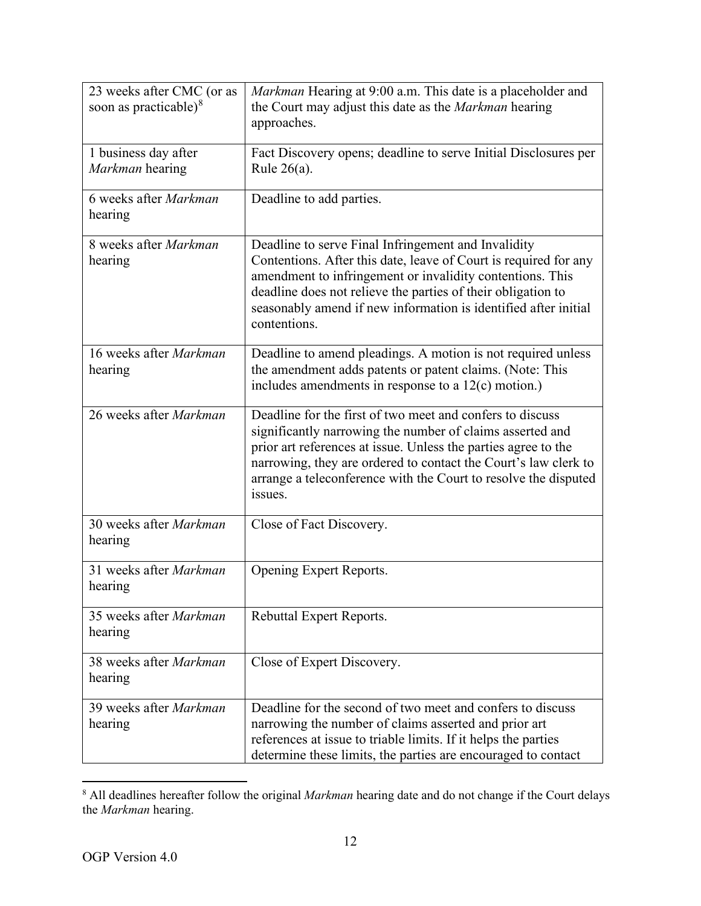| | |
|---|---|
| 23 weeks after CMC (or as soon as practicable)[8] | *Markman* Hearing at 9:00 a.m. This date is a placeholder and the Court may adjust this date as the *Markman* hearing approaches. |
| 1 business day after *Markman* hearing | Fact Discovery opens; deadline to serve Initial Disclosures per Rule 26(a). |
| 6 weeks after *Markman* hearing | Deadline to add parties. |
| 8 weeks after *Markman* hearing | Deadline to serve Final Infringement and Invalidity Contentions. After this date, leave of Court is required for any amendment to infringement or invalidity contentions. This deadline does not relieve the parties of their obligation to seasonably amend if new information is identified after initial contentions. |
| 16 weeks after *Markman* hearing | Deadline to amend pleadings. A motion is not required unless the amendment adds patents or patent claims. (Note: This includes amendments in response to a 12(c) motion.) |
| 26 weeks after *Markman* | Deadline for the first of two meet and confers to discuss significantly narrowing the number of claims asserted and prior art references at issue. Unless the parties agree to the narrowing, they are ordered to contact the Court's law clerk to arrange a teleconference with the Court to resolve the disputed issues. |
| 30 weeks after *Markman* hearing | Close of Fact Discovery. |
| 31 weeks after *Markman* hearing | Opening Expert Reports. |
| 35 weeks after *Markman* hearing | Rebuttal Expert Reports. |
| 38 weeks after *Markman* hearing | Close of Expert Discovery. |
| 39 weeks after *Markman* hearing | Deadline for the second of two meet and confers to discuss narrowing the number of claims asserted and prior art references at issue to triable limits. If it helps the parties determine these limits, the parties are encouraged to contact |

[8] All deadlines hereafter follow the original *Markman* hearing date and do not change if the Court delays the *Markman* hearing.

OGP Version 4.0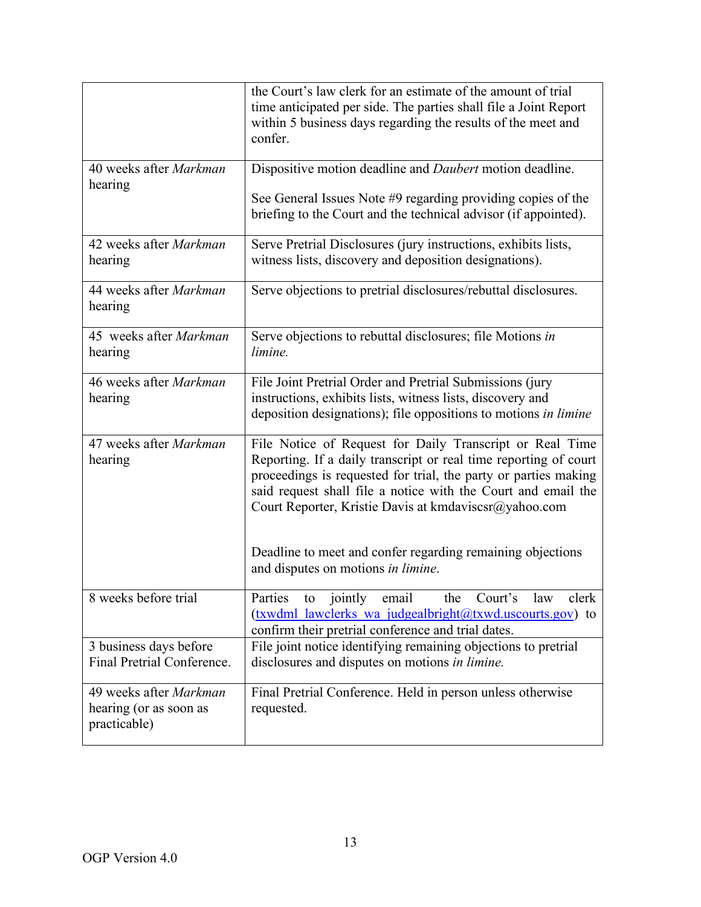| | |
|---|---|
| | the Court's law clerk for an estimate of the amount of trial time anticipated per side. The parties shall file a Joint Report within 5 business days regarding the results of the meet and confer. |
| 40 weeks after *Markman* hearing | Dispositive motion deadline and *Daubert* motion deadline.<br><br>See General Issues Note #9 regarding providing copies of the briefing to the Court and the technical advisor (if appointed). |
| 42 weeks after *Markman* hearing | Serve Pretrial Disclosures (jury instructions, exhibits lists, witness lists, discovery and deposition designations). |
| 44 weeks after *Markman* hearing | Serve objections to pretrial disclosures/rebuttal disclosures. |
| 45 weeks after *Markman* hearing | Serve objections to rebuttal disclosures; file Motions *in limine.* |
| 46 weeks after *Markman* hearing | File Joint Pretrial Order and Pretrial Submissions (jury instructions, exhibits lists, witness lists, discovery and deposition designations); file oppositions to motions *in limine* |
| 47 weeks after *Markman* hearing | File Notice of Request for Daily Transcript or Real Time Reporting. If a daily transcript or real time reporting of court proceedings is requested for trial, the party or parties making said request shall file a notice with the Court and email the Court Reporter, Kristie Davis at kmdaviscsr@yahoo.com<br><br>Deadline to meet and confer regarding remaining objections and disputes on motions *in limine*. |
| 8 weeks before trial | Parties to jointly email the Court's law clerk (txwdml_lawclerks_wa_judgealbright@txwd.uscourts.gov) to confirm their pretrial conference and trial dates. |
| 3 business days before Final Pretrial Conference. | File joint notice identifying remaining objections to pretrial disclosures and disputes on motions *in limine.* |
| 49 weeks after *Markman* hearing (or as soon as practicable) | Final Pretrial Conference. Held in person unless otherwise requested. |

OGP Version 4.0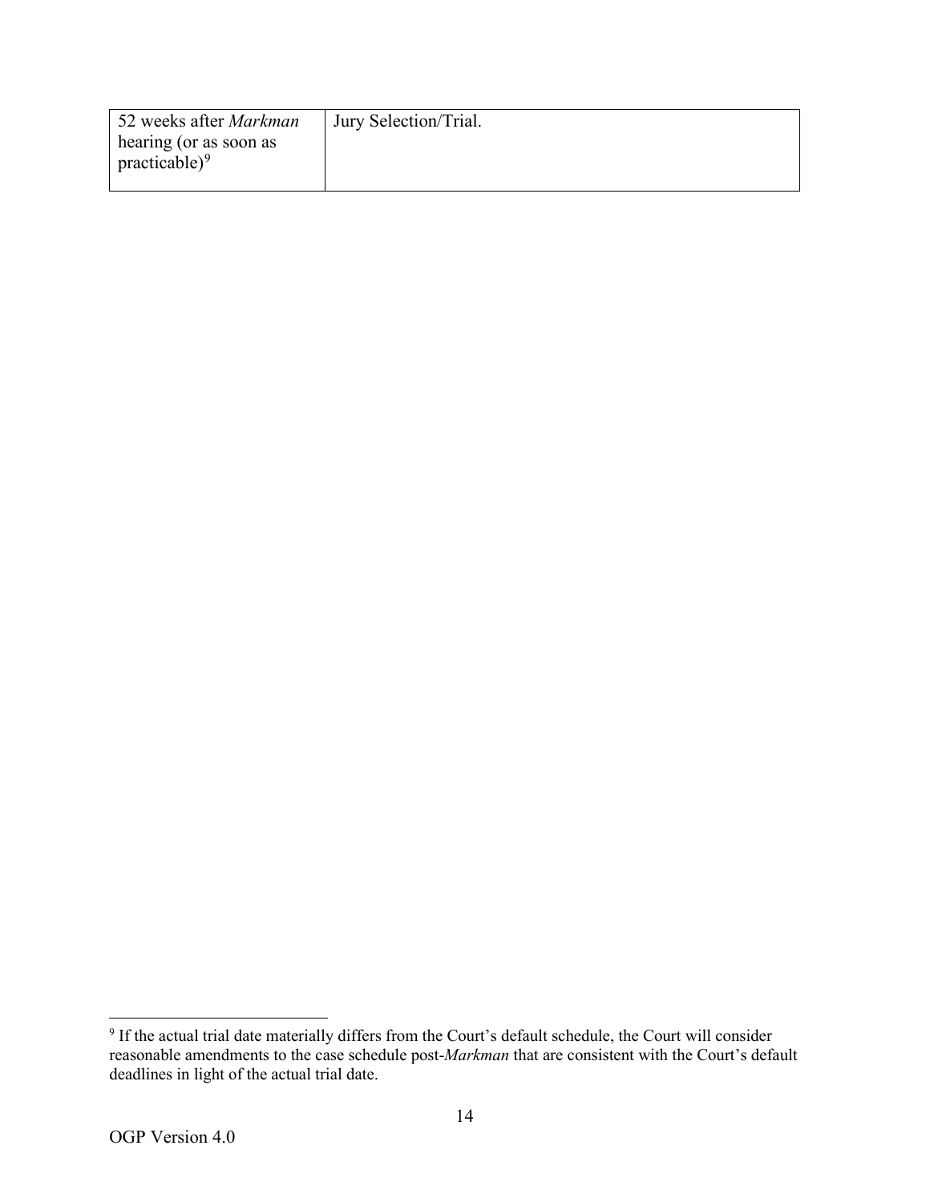| | |
|---|---|
| 52 weeks after *Markman* hearing (or as soon as practicable)[9] | Jury Selection/Trial. |

[9] If the actual trial date materially differs from the Court's default schedule, the Court will consider reasonable amendments to the case schedule post-*Markman* that are consistent with the Court's default deadlines in light of the actual trial date.

OGP Version 4.0